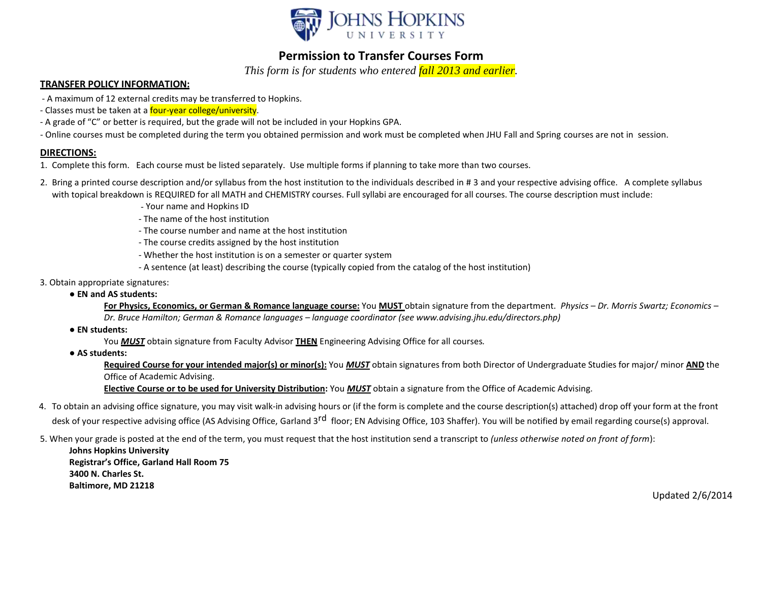JOHNS HOPKINS UNIVERSITY

# Permission to Transfer Courses Form

*This form is for students who entered fall 2013 and earlier.*

**TRANSFER POLICY INFORMATION:**

- A maximum of 12 external credits may be transferred to Hopkins.
- Classes must be taken at a four-year college/university.
- A grade of "C" or better is required, but the grade will not be included in your Hopkins GPA.
- Online courses must be completed during the term you obtained permission and work must be completed when JHU Fall and Spring courses are not in session.

**DIRECTIONS:**

1. Complete this form. Each course must be listed separately. Use multiple forms if planning to take more than two courses.
2. Bring a printed course description and/or syllabus from the host institution to the individuals described in # 3 and your respective advising office. A complete syllabus with topical breakdown is REQUIRED for all MATH and CHEMISTRY courses. Full syllabi are encouraged for all courses. The course description must include:
   - Your name and Hopkins ID
   - The name of the host institution
   - The course number and name at the host institution
   - The course credits assigned by the host institution
   - Whether the host institution is on a semester or quarter system
   - A sentence (at least) describing the course (typically copied from the catalog of the host institution)
3. Obtain appropriate signatures:
   - **EN and AS students:**

     **For Physics, Economics, or German & Romance language course:** You **MUST** obtain signature from the department. *Physics – Dr. Morris Swartz; Economics – Dr. Bruce Hamilton; German & Romance languages – language coordinator (see www.advising.jhu.edu/directors.php)*
   - **EN students:**

     You ***MUST*** obtain signature from Faculty Advisor **THEN** Engineering Advising Office for all courses.
   - **AS students:**

     **Required Course for your intended major(s) or minor(s):** You ***MUST*** obtain signatures from both Director of Undergraduate Studies for major/ minor **AND** the Office of Academic Advising.

     **Elective Course or to be used for University Distribution:** You ***MUST*** obtain a signature from the Office of Academic Advising.
4. To obtain an advising office signature, you may visit walk-in advising hours or (if the form is complete and the course description(s) attached) drop off your form at the front desk of your respective advising office (AS Advising Office, Garland 3rd floor; EN Advising Office, 103 Shaffer). You will be notified by email regarding course(s) approval.
5. When your grade is posted at the end of the term, you must request that the host institution send a transcript to *(unless otherwise noted on front of form)*:

   **Johns Hopkins University**
   **Registrar's Office, Garland Hall Room 75**
   **3400 N. Charles St.**
   **Baltimore, MD 21218**

Updated 2/6/2014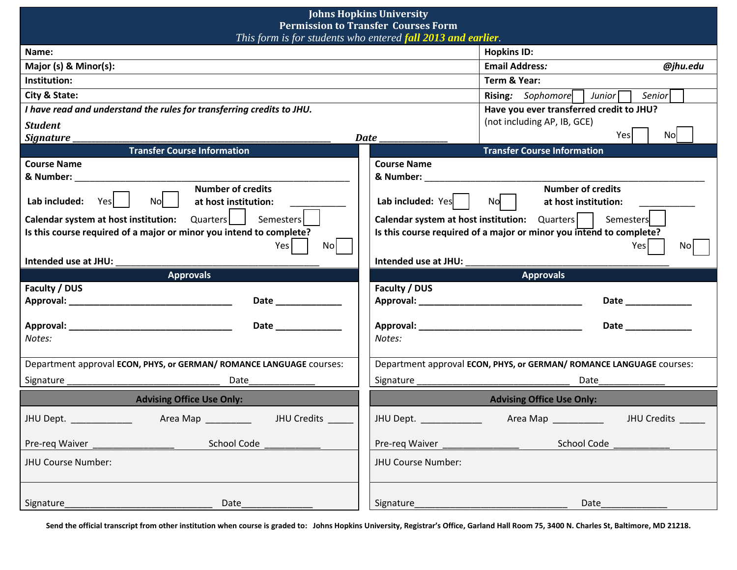# Johns Hopkins University
## Permission to Transfer Courses Form

*This form is for students who entered **fall 2013 and earlier**.*

| | |
|---|---|
| **Name:** | **Hopkins ID:** |
| **Major (s) & Minor(s):** | **Email Address:** @jhu.edu |
| **Institution:** | **Term & Year:** |
| **City & State:** | **Rising:** *Sophomore* ☐ *Junior* ☐ *Senior* ☐ |
| ***I have read and understand the rules for transferring credits to JHU.*** ***Student Signature*** ______________________ ***Date*** ____________ | **Have you ever transferred credit to JHU?** (not including AP, IB, GCE) Yes ☐ No ☐ |

### Transfer Course Information

**Course Name & Number:** ______________________________

**Lab included:** Yes ☐ No ☐ **Number of credits at host institution:** ___________

**Calendar system at host institution:** Quarters ☐ Semesters ☐

**Is this course required of a major or minor you intend to complete?** Yes ☐ No ☐

**Intended use at JHU:** ______________________________

### Approvals

**Faculty / DUS Approval:** ______________________ **Date** ____________

**Approval:** ______________________ **Date** ____________

*Notes:*

Department approval **ECON, PHYS, or GERMAN/ ROMANCE LANGUAGE** courses:

Signature ______________________ Date____________

### Advising Office Use Only:

JHU Dept. ___________ Area Map _________ JHU Credits _____

Pre-req Waiver _______________ School Code ___________

JHU Course Number:

Signature______________________ Date_____________

### Transfer Course Information

**Course Name & Number:** ______________________________

**Lab included:** Yes ☐ No ☐ **Number of credits at host institution:** ___________

**Calendar system at host institution:** Quarters ☐ Semesters ☐

**Is this course required of a major or minor you intend to complete?** Yes ☐ No ☐

**Intended use at JHU:** ______________________________

### Approvals

**Faculty / DUS Approval:** ______________________ **Date** ____________

**Approval:** ______________________ **Date** ____________

*Notes:*

Department approval **ECON, PHYS, or GERMAN/ ROMANCE LANGUAGE** courses:

Signature ______________________ Date____________

### Advising Office Use Only:

JHU Dept. ___________ Area Map __________ JHU Credits _____

Pre-req Waiver _______________ School Code ___________

JHU Course Number:

Signature______________________ Date_____________

**Send the official transcript from other institution when course is graded to: Johns Hopkins University, Registrar's Office, Garland Hall Room 75, 3400 N. Charles St, Baltimore, MD 21218.**